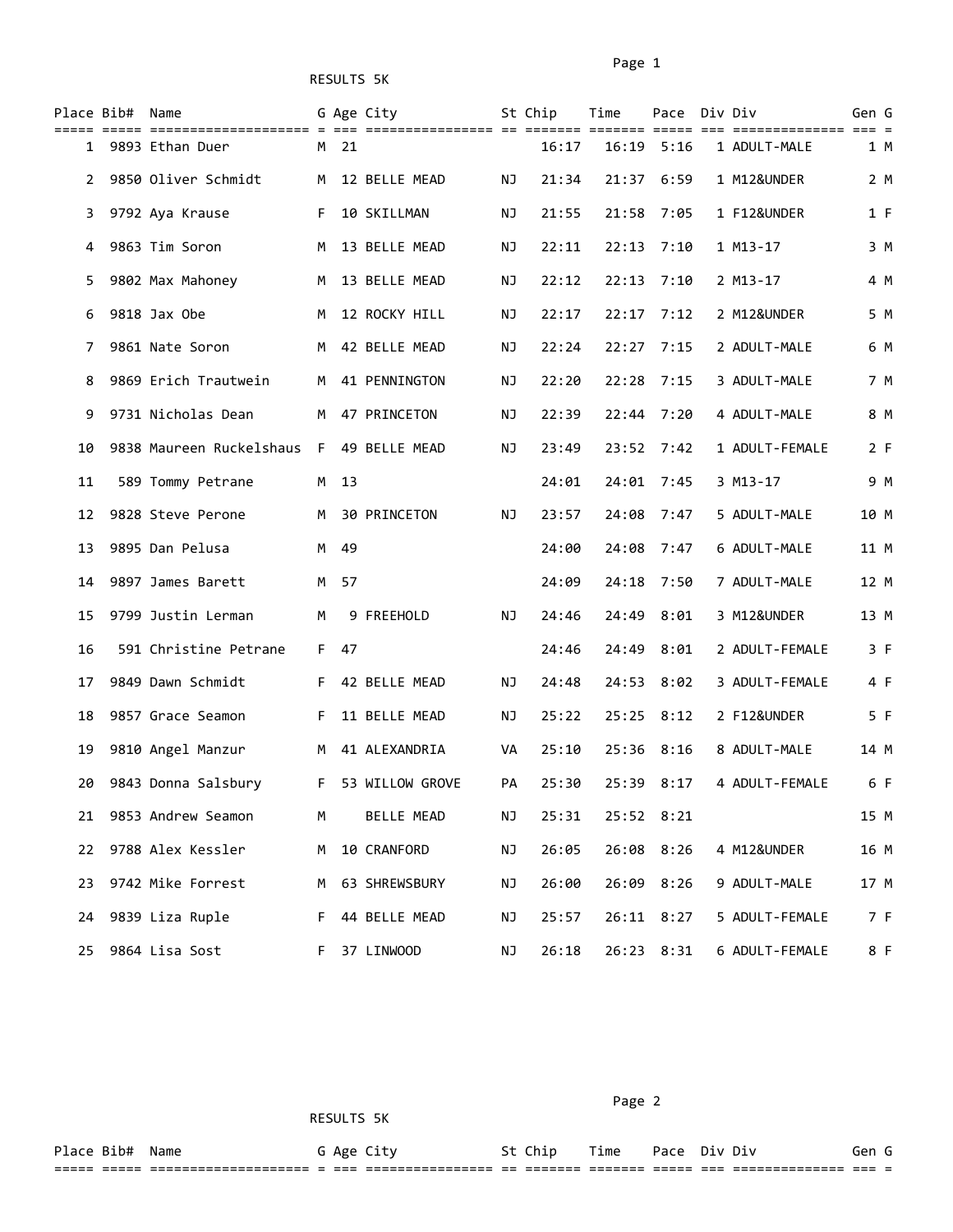# RESULTS 5K

| Place | Bib# | Name | G | Age | City | St | Chip | Time | Pace | Div | Div | Gen | G |
|---|---|---|---|---|---|---|---|---|---|---|---|---|---|
| 1 | 9893 | Ethan Duer | M | 21 | | | 16:17 | 16:19 | 5:16 | 1 | ADULT-MALE | 1 | M |
| 2 | 9850 | Oliver Schmidt | M | 12 | BELLE MEAD | NJ | 21:34 | 21:37 | 6:59 | 1 | M12&UNDER | 2 | M |
| 3 | 9792 | Aya Krause | F | 10 | SKILLMAN | NJ | 21:55 | 21:58 | 7:05 | 1 | F12&UNDER | 1 | F |
| 4 | 9863 | Tim Soron | M | 13 | BELLE MEAD | NJ | 22:11 | 22:13 | 7:10 | 1 | M13-17 | 3 | M |
| 5 | 9802 | Max Mahoney | M | 13 | BELLE MEAD | NJ | 22:12 | 22:13 | 7:10 | 2 | M13-17 | 4 | M |
| 6 | 9818 | Jax Obe | M | 12 | ROCKY HILL | NJ | 22:17 | 22:17 | 7:12 | 2 | M12&UNDER | 5 | M |
| 7 | 9861 | Nate Soron | M | 42 | BELLE MEAD | NJ | 22:24 | 22:27 | 7:15 | 2 | ADULT-MALE | 6 | M |
| 8 | 9869 | Erich Trautwein | M | 41 | PENNINGTON | NJ | 22:20 | 22:28 | 7:15 | 3 | ADULT-MALE | 7 | M |
| 9 | 9731 | Nicholas Dean | M | 47 | PRINCETON | NJ | 22:39 | 22:44 | 7:20 | 4 | ADULT-MALE | 8 | M |
| 10 | 9838 | Maureen Ruckelshaus | F | 49 | BELLE MEAD | NJ | 23:49 | 23:52 | 7:42 | 1 | ADULT-FEMALE | 2 | F |
| 11 | 589 | Tommy Petrane | M | 13 | | | 24:01 | 24:01 | 7:45 | 3 | M13-17 | 9 | M |
| 12 | 9828 | Steve Perone | M | 30 | PRINCETON | NJ | 23:57 | 24:08 | 7:47 | 5 | ADULT-MALE | 10 | M |
| 13 | 9895 | Dan Pelusa | M | 49 | | | 24:00 | 24:08 | 7:47 | 6 | ADULT-MALE | 11 | M |
| 14 | 9897 | James Barett | M | 57 | | | 24:09 | 24:18 | 7:50 | 7 | ADULT-MALE | 12 | M |
| 15 | 9799 | Justin Lerman | M | 9 | FREEHOLD | NJ | 24:46 | 24:49 | 8:01 | 3 | M12&UNDER | 13 | M |
| 16 | 591 | Christine Petrane | F | 47 | | | 24:46 | 24:49 | 8:01 | 2 | ADULT-FEMALE | 3 | F |
| 17 | 9849 | Dawn Schmidt | F | 42 | BELLE MEAD | NJ | 24:48 | 24:53 | 8:02 | 3 | ADULT-FEMALE | 4 | F |
| 18 | 9857 | Grace Seamon | F | 11 | BELLE MEAD | NJ | 25:22 | 25:25 | 8:12 | 2 | F12&UNDER | 5 | F |
| 19 | 9810 | Angel Manzur | M | 41 | ALEXANDRIA | VA | 25:10 | 25:36 | 8:16 | 8 | ADULT-MALE | 14 | M |
| 20 | 9843 | Donna Salsbury | F | 53 | WILLOW GROVE | PA | 25:30 | 25:39 | 8:17 | 4 | ADULT-FEMALE | 6 | F |
| 21 | 9853 | Andrew Seamon | M | | BELLE MEAD | NJ | 25:31 | 25:52 | 8:21 | | | 15 | M |
| 22 | 9788 | Alex Kessler | M | 10 | CRANFORD | NJ | 26:05 | 26:08 | 8:26 | 4 | M12&UNDER | 16 | M |
| 23 | 9742 | Mike Forrest | M | 63 | SHREWSBURY | NJ | 26:00 | 26:09 | 8:26 | 9 | ADULT-MALE | 17 | M |
| 24 | 9839 | Liza Ruple | F | 44 | BELLE MEAD | NJ | 25:57 | 26:11 | 8:27 | 5 | ADULT-FEMALE | 7 | F |
| 25 | 9864 | Lisa Sost | F | 37 | LINWOOD | NJ | 26:18 | 26:23 | 8:31 | 6 | ADULT-FEMALE | 8 | F |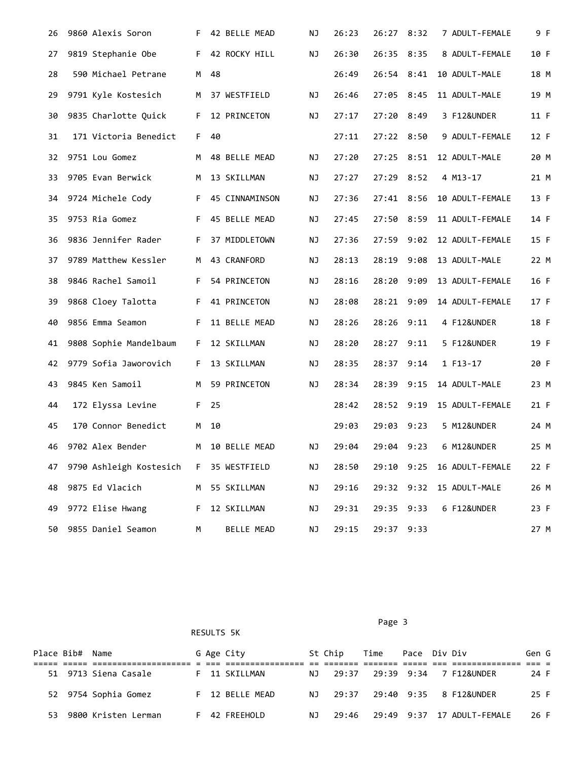| Place | Bib# | Name | G | Age | City | St | Chip | Time | Pace | Div | Div | Gen | G |
|---|---|---|---|---|---|---|---|---|---|---|---|---|---|
| 26 | 9860 | Alexis Soron | F | 42 | BELLE MEAD | NJ | 26:23 | 26:27 | 8:32 | 7 | ADULT-FEMALE | 9 | F |
| 27 | 9819 | Stephanie Obe | F | 42 | ROCKY HILL | NJ | 26:30 | 26:35 | 8:35 | 8 | ADULT-FEMALE | 10 | F |
| 28 | 590 | Michael Petrane | M | 48 | | | 26:49 | 26:54 | 8:41 | 10 | ADULT-MALE | 18 | M |
| 29 | 9791 | Kyle Kostesich | M | 37 | WESTFIELD | NJ | 26:46 | 27:05 | 8:45 | 11 | ADULT-MALE | 19 | M |
| 30 | 9835 | Charlotte Quick | F | 12 | PRINCETON | NJ | 27:17 | 27:20 | 8:49 | 3 | F12&UNDER | 11 | F |
| 31 | 171 | Victoria Benedict | F | 40 | | | 27:11 | 27:22 | 8:50 | 9 | ADULT-FEMALE | 12 | F |
| 32 | 9751 | Lou Gomez | M | 48 | BELLE MEAD | NJ | 27:20 | 27:25 | 8:51 | 12 | ADULT-MALE | 20 | M |
| 33 | 9705 | Evan Berwick | M | 13 | SKILLMAN | NJ | 27:27 | 27:29 | 8:52 | 4 | M13-17 | 21 | M |
| 34 | 9724 | Michele Cody | F | 45 | CINNAMINSON | NJ | 27:36 | 27:41 | 8:56 | 10 | ADULT-FEMALE | 13 | F |
| 35 | 9753 | Ria Gomez | F | 45 | BELLE MEAD | NJ | 27:45 | 27:50 | 8:59 | 11 | ADULT-FEMALE | 14 | F |
| 36 | 9836 | Jennifer Rader | F | 37 | MIDDLETOWN | NJ | 27:36 | 27:59 | 9:02 | 12 | ADULT-FEMALE | 15 | F |
| 37 | 9789 | Matthew Kessler | M | 43 | CRANFORD | NJ | 28:13 | 28:19 | 9:08 | 13 | ADULT-MALE | 22 | M |
| 38 | 9846 | Rachel Samoil | F | 54 | PRINCETON | NJ | 28:16 | 28:20 | 9:09 | 13 | ADULT-FEMALE | 16 | F |
| 39 | 9868 | Cloey Talotta | F | 41 | PRINCETON | NJ | 28:08 | 28:21 | 9:09 | 14 | ADULT-FEMALE | 17 | F |
| 40 | 9856 | Emma Seamon | F | 11 | BELLE MEAD | NJ | 28:26 | 28:26 | 9:11 | 4 | F12&UNDER | 18 | F |
| 41 | 9808 | Sophie Mandelbaum | F | 12 | SKILLMAN | NJ | 28:20 | 28:27 | 9:11 | 5 | F12&UNDER | 19 | F |
| 42 | 9779 | Sofia Jaworovich | F | 13 | SKILLMAN | NJ | 28:35 | 28:37 | 9:14 | 1 | F13-17 | 20 | F |
| 43 | 9845 | Ken Samoil | M | 59 | PRINCETON | NJ | 28:34 | 28:39 | 9:15 | 14 | ADULT-MALE | 23 | M |
| 44 | 172 | Elyssa Levine | F | 25 | | | 28:42 | 28:52 | 9:19 | 15 | ADULT-FEMALE | 21 | F |
| 45 | 170 | Connor Benedict | M | 10 | | | 29:03 | 29:03 | 9:23 | 5 | M12&UNDER | 24 | M |
| 46 | 9702 | Alex Bender | M | 10 | BELLE MEAD | NJ | 29:04 | 29:04 | 9:23 | 6 | M12&UNDER | 25 | M |
| 47 | 9790 | Ashleigh Kostesich | F | 35 | WESTFIELD | NJ | 28:50 | 29:10 | 9:25 | 16 | ADULT-FEMALE | 22 | F |
| 48 | 9875 | Ed Vlacich | M | 55 | SKILLMAN | NJ | 29:16 | 29:32 | 9:32 | 15 | ADULT-MALE | 26 | M |
| 49 | 9772 | Elise Hwang | F | 12 | SKILLMAN | NJ | 29:31 | 29:35 | 9:33 | 6 | F12&UNDER | 23 | F |
| 50 | 9855 | Daniel Seamon | M | | BELLE MEAD | NJ | 29:15 | 29:37 | 9:33 | | | 27 | M |

RESULTS 5K

| Place | Bib# | Name | G | Age | City | St | Chip | Time | Pace | Div | Div | Gen | G |
|---|---|---|---|---|---|---|---|---|---|---|---|---|---|
| 51 | 9713 | Siena Casale | F | 11 | SKILLMAN | NJ | 29:37 | 29:39 | 9:34 | 7 | F12&UNDER | 24 | F |
| 52 | 9754 | Sophia Gomez | F | 12 | BELLE MEAD | NJ | 29:37 | 29:40 | 9:35 | 8 | F12&UNDER | 25 | F |
| 53 | 9800 | Kristen Lerman | F | 42 | FREEHOLD | NJ | 29:46 | 29:49 | 9:37 | 17 | ADULT-FEMALE | 26 | F |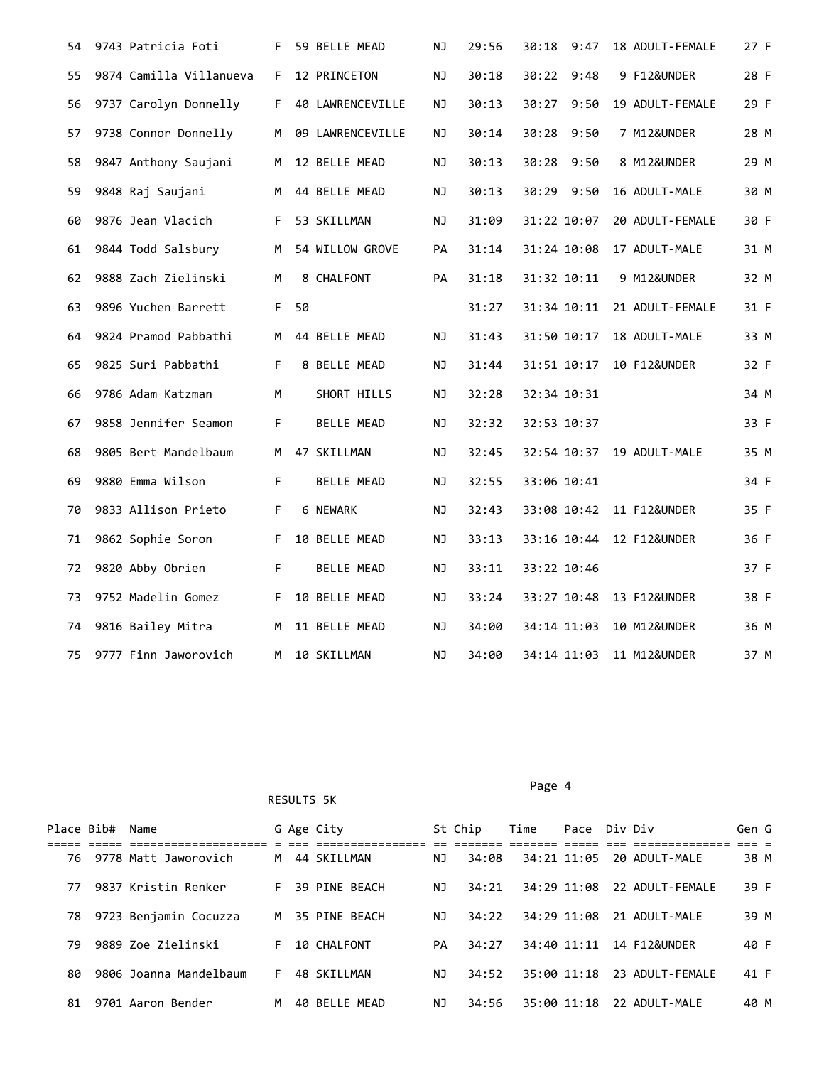| Place | Bib# | Name | G | Age | City | St | Chip | Time | Pace | Div | Div | Gen | G |
|---|---|---|---|---|---|---|---|---|---|---|---|---|---|
| 54 | 9743 | Patricia Foti | F | 59 | BELLE MEAD | NJ | 29:56 | 30:18 | 9:47 | 18 | ADULT-FEMALE | 27 | F |
| 55 | 9874 | Camilla Villanueva | F | 12 | PRINCETON | NJ | 30:18 | 30:22 | 9:48 | 9 | F12&UNDER | 28 | F |
| 56 | 9737 | Carolyn Donnelly | F | 40 | LAWRENCEVILLE | NJ | 30:13 | 30:27 | 9:50 | 19 | ADULT-FEMALE | 29 | F |
| 57 | 9738 | Connor Donnelly | M | 09 | LAWRENCEVILLE | NJ | 30:14 | 30:28 | 9:50 | 7 | M12&UNDER | 28 | M |
| 58 | 9847 | Anthony Saujani | M | 12 | BELLE MEAD | NJ | 30:13 | 30:28 | 9:50 | 8 | M12&UNDER | 29 | M |
| 59 | 9848 | Raj Saujani | M | 44 | BELLE MEAD | NJ | 30:13 | 30:29 | 9:50 | 16 | ADULT-MALE | 30 | M |
| 60 | 9876 | Jean Vlacich | F | 53 | SKILLMAN | NJ | 31:09 | 31:22 | 10:07 | 20 | ADULT-FEMALE | 30 | F |
| 61 | 9844 | Todd Salsbury | M | 54 | WILLOW GROVE | PA | 31:14 | 31:24 | 10:08 | 17 | ADULT-MALE | 31 | M |
| 62 | 9888 | Zach Zielinski | M | 8 | CHALFONT | PA | 31:18 | 31:32 | 10:11 | 9 | M12&UNDER | 32 | M |
| 63 | 9896 | Yuchen Barrett | F | 50 | | | 31:27 | 31:34 | 10:11 | 21 | ADULT-FEMALE | 31 | F |
| 64 | 9824 | Pramod Pabbathi | M | 44 | BELLE MEAD | NJ | 31:43 | 31:50 | 10:17 | 18 | ADULT-MALE | 33 | M |
| 65 | 9825 | Suri Pabbathi | F | 8 | BELLE MEAD | NJ | 31:44 | 31:51 | 10:17 | 10 | F12&UNDER | 32 | F |
| 66 | 9786 | Adam Katzman | M | | SHORT HILLS | NJ | 32:28 | 32:34 | 10:31 | | | 34 | M |
| 67 | 9858 | Jennifer Seamon | F | | BELLE MEAD | NJ | 32:32 | 32:53 | 10:37 | | | 33 | F |
| 68 | 9805 | Bert Mandelbaum | M | 47 | SKILLMAN | NJ | 32:45 | 32:54 | 10:37 | 19 | ADULT-MALE | 35 | M |
| 69 | 9880 | Emma Wilson | F | | BELLE MEAD | NJ | 32:55 | 33:06 | 10:41 | | | 34 | F |
| 70 | 9833 | Allison Prieto | F | 6 | NEWARK | NJ | 32:43 | 33:08 | 10:42 | 11 | F12&UNDER | 35 | F |
| 71 | 9862 | Sophie Soron | F | 10 | BELLE MEAD | NJ | 33:13 | 33:16 | 10:44 | 12 | F12&UNDER | 36 | F |
| 72 | 9820 | Abby Obrien | F | | BELLE MEAD | NJ | 33:11 | 33:22 | 10:46 | | | 37 | F |
| 73 | 9752 | Madelin Gomez | F | 10 | BELLE MEAD | NJ | 33:24 | 33:27 | 10:48 | 13 | F12&UNDER | 38 | F |
| 74 | 9816 | Bailey Mitra | M | 11 | BELLE MEAD | NJ | 34:00 | 34:14 | 11:03 | 10 | M12&UNDER | 36 | M |
| 75 | 9777 | Finn Jaworovich | M | 10 | SKILLMAN | NJ | 34:00 | 34:14 | 11:03 | 11 | M12&UNDER | 37 | M |

RESULTS 5K

| Place | Bib# | Name | G | Age | City | St | Chip | Time | Pace | Div | Div | Gen | G |
|---|---|---|---|---|---|---|---|---|---|---|---|---|---|
| 76 | 9778 | Matt Jaworovich | M | 44 | SKILLMAN | NJ | 34:08 | 34:21 | 11:05 | 20 | ADULT-MALE | 38 | M |
| 77 | 9837 | Kristin Renker | F | 39 | PINE BEACH | NJ | 34:21 | 34:29 | 11:08 | 22 | ADULT-FEMALE | 39 | F |
| 78 | 9723 | Benjamin Cocuzza | M | 35 | PINE BEACH | NJ | 34:22 | 34:29 | 11:08 | 21 | ADULT-MALE | 39 | M |
| 79 | 9889 | Zoe Zielinski | F | 10 | CHALFONT | PA | 34:27 | 34:40 | 11:11 | 14 | F12&UNDER | 40 | F |
| 80 | 9806 | Joanna Mandelbaum | F | 48 | SKILLMAN | NJ | 34:52 | 35:00 | 11:18 | 23 | ADULT-FEMALE | 41 | F |
| 81 | 9701 | Aaron Bender | M | 40 | BELLE MEAD | NJ | 34:56 | 35:00 | 11:18 | 22 | ADULT-MALE | 40 | M |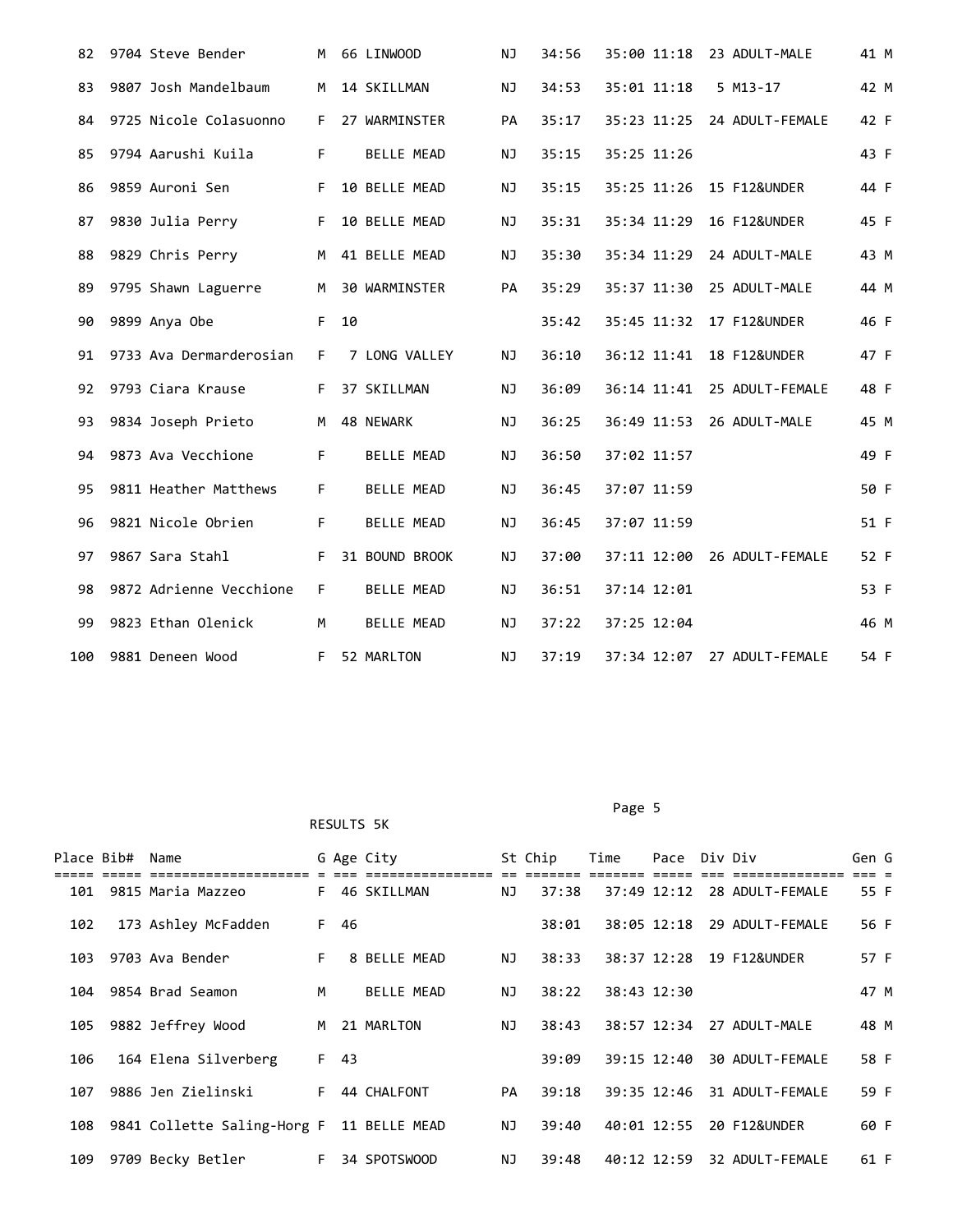| Place | Bib# | Name | G | Age | City | St | Chip | Time | Pace | Div | Div | Gen | G |
|---|---|---|---|---|---|---|---|---|---|---|---|---|---|
| 82 | 9704 | Steve Bender | M | 66 | LINWOOD | NJ | 34:56 | 35:00 | 11:18 | 23 | ADULT-MALE | 41 | M |
| 83 | 9807 | Josh Mandelbaum | M | 14 | SKILLMAN | NJ | 34:53 | 35:01 | 11:18 | 5 | M13-17 | 42 | M |
| 84 | 9725 | Nicole Colasuonno | F | 27 | WARMINSTER | PA | 35:17 | 35:23 | 11:25 | 24 | ADULT-FEMALE | 42 | F |
| 85 | 9794 | Aarushi Kuila | F | | BELLE MEAD | NJ | 35:15 | 35:25 | 11:26 | | | 43 | F |
| 86 | 9859 | Auroni Sen | F | 10 | BELLE MEAD | NJ | 35:15 | 35:25 | 11:26 | 15 | F12&UNDER | 44 | F |
| 87 | 9830 | Julia Perry | F | 10 | BELLE MEAD | NJ | 35:31 | 35:34 | 11:29 | 16 | F12&UNDER | 45 | F |
| 88 | 9829 | Chris Perry | M | 41 | BELLE MEAD | NJ | 35:30 | 35:34 | 11:29 | 24 | ADULT-MALE | 43 | M |
| 89 | 9795 | Shawn Laguerre | M | 30 | WARMINSTER | PA | 35:29 | 35:37 | 11:30 | 25 | ADULT-MALE | 44 | M |
| 90 | 9899 | Anya Obe | F | 10 | | | 35:42 | 35:45 | 11:32 | 17 | F12&UNDER | 46 | F |
| 91 | 9733 | Ava Dermarderosian | F | 7 | LONG VALLEY | NJ | 36:10 | 36:12 | 11:41 | 18 | F12&UNDER | 47 | F |
| 92 | 9793 | Ciara Krause | F | 37 | SKILLMAN | NJ | 36:09 | 36:14 | 11:41 | 25 | ADULT-FEMALE | 48 | F |
| 93 | 9834 | Joseph Prieto | M | 48 | NEWARK | NJ | 36:25 | 36:49 | 11:53 | 26 | ADULT-MALE | 45 | M |
| 94 | 9873 | Ava Vecchione | F | | BELLE MEAD | NJ | 36:50 | 37:02 | 11:57 | | | 49 | F |
| 95 | 9811 | Heather Matthews | F | | BELLE MEAD | NJ | 36:45 | 37:07 | 11:59 | | | 50 | F |
| 96 | 9821 | Nicole Obrien | F | | BELLE MEAD | NJ | 36:45 | 37:07 | 11:59 | | | 51 | F |
| 97 | 9867 | Sara Stahl | F | 31 | BOUND BROOK | NJ | 37:00 | 37:11 | 12:00 | 26 | ADULT-FEMALE | 52 | F |
| 98 | 9872 | Adrienne Vecchione | F | | BELLE MEAD | NJ | 36:51 | 37:14 | 12:01 | | | 53 | F |
| 99 | 9823 | Ethan Olenick | M | | BELLE MEAD | NJ | 37:22 | 37:25 | 12:04 | | | 46 | M |
| 100 | 9881 | Deneen Wood | F | 52 | MARLTON | NJ | 37:19 | 37:34 | 12:07 | 27 | ADULT-FEMALE | 54 | F |

RESULTS 5K

| Place | Bib# | Name | G | Age | City | St | Chip | Time | Pace | Div | Div | Gen | G |
|---|---|---|---|---|---|---|---|---|---|---|---|---|---|
| 101 | 9815 | Maria Mazzeo | F | 46 | SKILLMAN | NJ | 37:38 | 37:49 | 12:12 | 28 | ADULT-FEMALE | 55 | F |
| 102 | 173 | Ashley McFadden | F | 46 | | | 38:01 | 38:05 | 12:18 | 29 | ADULT-FEMALE | 56 | F |
| 103 | 9703 | Ava Bender | F | 8 | BELLE MEAD | NJ | 38:33 | 38:37 | 12:28 | 19 | F12&UNDER | 57 | F |
| 104 | 9854 | Brad Seamon | M | | BELLE MEAD | NJ | 38:22 | 38:43 | 12:30 | | | 47 | M |
| 105 | 9882 | Jeffrey Wood | M | 21 | MARLTON | NJ | 38:43 | 38:57 | 12:34 | 27 | ADULT-MALE | 48 | M |
| 106 | 164 | Elena Silverberg | F | 43 | | | 39:09 | 39:15 | 12:40 | 30 | ADULT-FEMALE | 58 | F |
| 107 | 9886 | Jen Zielinski | F | 44 | CHALFONT | PA | 39:18 | 39:35 | 12:46 | 31 | ADULT-FEMALE | 59 | F |
| 108 | 9841 | Collette Saling-Horg | F | 11 | BELLE MEAD | NJ | 39:40 | 40:01 | 12:55 | 20 | F12&UNDER | 60 | F |
| 109 | 9709 | Becky Betler | F | 34 | SPOTSWOOD | NJ | 39:48 | 40:12 | 12:59 | 32 | ADULT-FEMALE | 61 | F |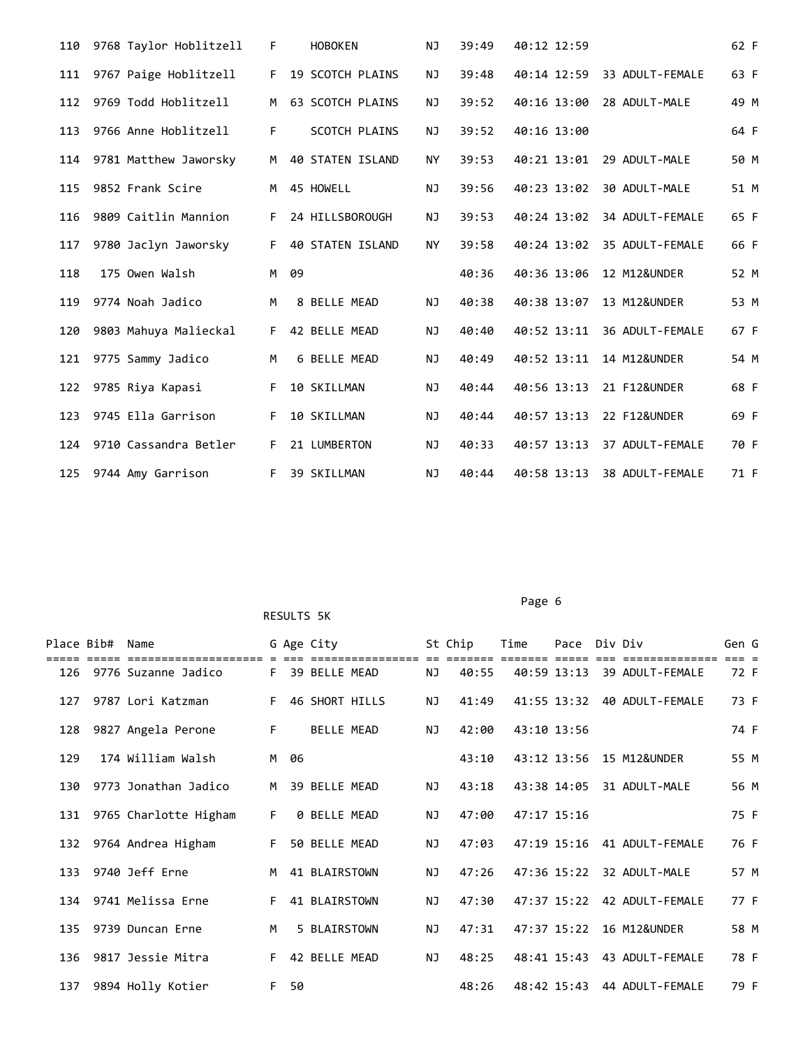| Place | Bib# | Name | G | Age | City | St | Chip | Time | Pace | Div | Div | Gen | G |
|---|---|---|---|---|---|---|---|---|---|---|---|---|---|
| 110 | 9768 | Taylor Hoblitzell | F | | HOBOKEN | NJ | 39:49 | 40:12 | 12:59 | | | 62 | F |
| 111 | 9767 | Paige Hoblitzell | F | 19 | SCOTCH PLAINS | NJ | 39:48 | 40:14 | 12:59 | 33 | ADULT-FEMALE | 63 | F |
| 112 | 9769 | Todd Hoblitzell | M | 63 | SCOTCH PLAINS | NJ | 39:52 | 40:16 | 13:00 | 28 | ADULT-MALE | 49 | M |
| 113 | 9766 | Anne Hoblitzell | F | | SCOTCH PLAINS | NJ | 39:52 | 40:16 | 13:00 | | | 64 | F |
| 114 | 9781 | Matthew Jaworsky | M | 40 | STATEN ISLAND | NY | 39:53 | 40:21 | 13:01 | 29 | ADULT-MALE | 50 | M |
| 115 | 9852 | Frank Scire | M | 45 | HOWELL | NJ | 39:56 | 40:23 | 13:02 | 30 | ADULT-MALE | 51 | M |
| 116 | 9809 | Caitlin Mannion | F | 24 | HILLSBOROUGH | NJ | 39:53 | 40:24 | 13:02 | 34 | ADULT-FEMALE | 65 | F |
| 117 | 9780 | Jaclyn Jaworsky | F | 40 | STATEN ISLAND | NY | 39:58 | 40:24 | 13:02 | 35 | ADULT-FEMALE | 66 | F |
| 118 | 175 | Owen Walsh | M | 09 | | | 40:36 | 40:36 | 13:06 | 12 | M12&UNDER | 52 | M |
| 119 | 9774 | Noah Jadico | M | 8 | BELLE MEAD | NJ | 40:38 | 40:38 | 13:07 | 13 | M12&UNDER | 53 | M |
| 120 | 9803 | Mahuya Malieckal | F | 42 | BELLE MEAD | NJ | 40:40 | 40:52 | 13:11 | 36 | ADULT-FEMALE | 67 | F |
| 121 | 9775 | Sammy Jadico | M | 6 | BELLE MEAD | NJ | 40:49 | 40:52 | 13:11 | 14 | M12&UNDER | 54 | M |
| 122 | 9785 | Riya Kapasi | F | 10 | SKILLMAN | NJ | 40:44 | 40:56 | 13:13 | 21 | F12&UNDER | 68 | F |
| 123 | 9745 | Ella Garrison | F | 10 | SKILLMAN | NJ | 40:44 | 40:57 | 13:13 | 22 | F12&UNDER | 69 | F |
| 124 | 9710 | Cassandra Betler | F | 21 | LUMBERTON | NJ | 40:33 | 40:57 | 13:13 | 37 | ADULT-FEMALE | 70 | F |
| 125 | 9744 | Amy Garrison | F | 39 | SKILLMAN | NJ | 40:44 | 40:58 | 13:13 | 38 | ADULT-FEMALE | 71 | F |

RESULTS 5K

| Place | Bib# | Name | G | Age | City | St | Chip | Time | Pace | Div | Div | Gen | G |
|---|---|---|---|---|---|---|---|---|---|---|---|---|---|
| 126 | 9776 | Suzanne Jadico | F | 39 | BELLE MEAD | NJ | 40:55 | 40:59 | 13:13 | 39 | ADULT-FEMALE | 72 | F |
| 127 | 9787 | Lori Katzman | F | 46 | SHORT HILLS | NJ | 41:49 | 41:55 | 13:32 | 40 | ADULT-FEMALE | 73 | F |
| 128 | 9827 | Angela Perone | F | | BELLE MEAD | NJ | 42:00 | 43:10 | 13:56 | | | 74 | F |
| 129 | 174 | William Walsh | M | 06 | | | 43:10 | 43:12 | 13:56 | 15 | M12&UNDER | 55 | M |
| 130 | 9773 | Jonathan Jadico | M | 39 | BELLE MEAD | NJ | 43:18 | 43:38 | 14:05 | 31 | ADULT-MALE | 56 | M |
| 131 | 9765 | Charlotte Higham | F | 0 | BELLE MEAD | NJ | 47:00 | 47:17 | 15:16 | | | 75 | F |
| 132 | 9764 | Andrea Higham | F | 50 | BELLE MEAD | NJ | 47:03 | 47:19 | 15:16 | 41 | ADULT-FEMALE | 76 | F |
| 133 | 9740 | Jeff Erne | M | 41 | BLAIRSTOWN | NJ | 47:26 | 47:36 | 15:22 | 32 | ADULT-MALE | 57 | M |
| 134 | 9741 | Melissa Erne | F | 41 | BLAIRSTOWN | NJ | 47:30 | 47:37 | 15:22 | 42 | ADULT-FEMALE | 77 | F |
| 135 | 9739 | Duncan Erne | M | 5 | BLAIRSTOWN | NJ | 47:31 | 47:37 | 15:22 | 16 | M12&UNDER | 58 | M |
| 136 | 9817 | Jessie Mitra | F | 42 | BELLE MEAD | NJ | 48:25 | 48:41 | 15:43 | 43 | ADULT-FEMALE | 78 | F |
| 137 | 9894 | Holly Kotier | F | 50 | | | 48:26 | 48:42 | 15:43 | 44 | ADULT-FEMALE | 79 | F |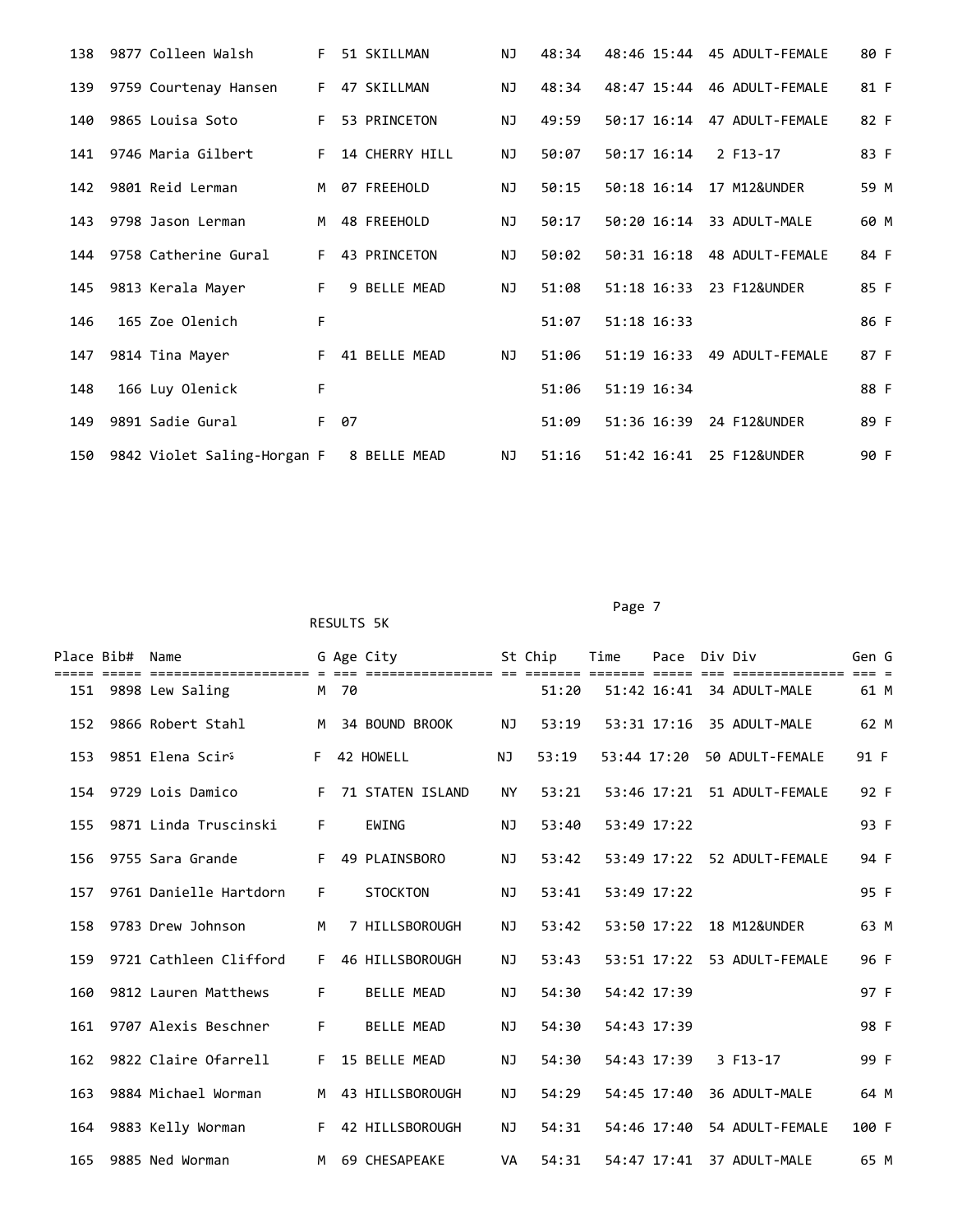| Place | Bib# | Name | G | Age | City | St | Chip | Time | Pace | Div | Div | Gen | G |
|---|---|---|---|---|---|---|---|---|---|---|---|---|---|
| 138 | 9877 | Colleen Walsh | F | 51 | SKILLMAN | NJ | 48:34 | 48:46 | 15:44 | 45 | ADULT-FEMALE | 80 | F |
| 139 | 9759 | Courtenay Hansen | F | 47 | SKILLMAN | NJ | 48:34 | 48:47 | 15:44 | 46 | ADULT-FEMALE | 81 | F |
| 140 | 9865 | Louisa Soto | F | 53 | PRINCETON | NJ | 49:59 | 50:17 | 16:14 | 47 | ADULT-FEMALE | 82 | F |
| 141 | 9746 | Maria Gilbert | F | 14 | CHERRY HILL | NJ | 50:07 | 50:17 | 16:14 | 2 | F13-17 | 83 | F |
| 142 | 9801 | Reid Lerman | M | 07 | FREEHOLD | NJ | 50:15 | 50:18 | 16:14 | 17 | M12&UNDER | 59 | M |
| 143 | 9798 | Jason Lerman | M | 48 | FREEHOLD | NJ | 50:17 | 50:20 | 16:14 | 33 | ADULT-MALE | 60 | M |
| 144 | 9758 | Catherine Gural | F | 43 | PRINCETON | NJ | 50:02 | 50:31 | 16:18 | 48 | ADULT-FEMALE | 84 | F |
| 145 | 9813 | Kerala Mayer | F | 9 | BELLE MEAD | NJ | 51:08 | 51:18 | 16:33 | 23 | F12&UNDER | 85 | F |
| 146 | 165 | Zoe Olenich | F | | | | 51:07 | 51:18 | 16:33 | | | 86 | F |
| 147 | 9814 | Tina Mayer | F | 41 | BELLE MEAD | NJ | 51:06 | 51:19 | 16:33 | 49 | ADULT-FEMALE | 87 | F |
| 148 | 166 | Luy Olenick | F | | | | 51:06 | 51:19 | 16:34 | | | 88 | F |
| 149 | 9891 | Sadie Gural | F | 07 | | | 51:09 | 51:36 | 16:39 | 24 | F12&UNDER | 89 | F |
| 150 | 9842 | Violet Saling-Horgan | F | 8 | BELLE MEAD | NJ | 51:16 | 51:42 | 16:41 | 25 | F12&UNDER | 90 | F |

RESULTS 5K

| Place | Bib# | Name | G | Age | City | St | Chip | Time | Pace | Div | Div | Gen | G |
|---|---|---|---|---|---|---|---|---|---|---|---|---|---|
| 151 | 9898 | Lew Saling | M | 70 | | | 51:20 | 51:42 | 16:41 | 34 | ADULT-MALE | 61 | M |
| 152 | 9866 | Robert Stahl | M | 34 | BOUND BROOK | NJ | 53:19 | 53:31 | 17:16 | 35 | ADULT-MALE | 62 | M |
| 153 | 9851 | Elena Scirš | F | 42 | HOWELL | NJ | 53:19 | 53:44 | 17:20 | 50 | ADULT-FEMALE | 91 | F |
| 154 | 9729 | Lois Damico | F | 71 | STATEN ISLAND | NY | 53:21 | 53:46 | 17:21 | 51 | ADULT-FEMALE | 92 | F |
| 155 | 9871 | Linda Truscinski | F | | EWING | NJ | 53:40 | 53:49 | 17:22 | | | 93 | F |
| 156 | 9755 | Sara Grande | F | 49 | PLAINSBORO | NJ | 53:42 | 53:49 | 17:22 | 52 | ADULT-FEMALE | 94 | F |
| 157 | 9761 | Danielle Hartdorn | F | | STOCKTON | NJ | 53:41 | 53:49 | 17:22 | | | 95 | F |
| 158 | 9783 | Drew Johnson | M | 7 | HILLSBOROUGH | NJ | 53:42 | 53:50 | 17:22 | 18 | M12&UNDER | 63 | M |
| 159 | 9721 | Cathleen Clifford | F | 46 | HILLSBOROUGH | NJ | 53:43 | 53:51 | 17:22 | 53 | ADULT-FEMALE | 96 | F |
| 160 | 9812 | Lauren Matthews | F | | BELLE MEAD | NJ | 54:30 | 54:42 | 17:39 | | | 97 | F |
| 161 | 9707 | Alexis Beschner | F | | BELLE MEAD | NJ | 54:30 | 54:43 | 17:39 | | | 98 | F |
| 162 | 9822 | Claire Ofarrell | F | 15 | BELLE MEAD | NJ | 54:30 | 54:43 | 17:39 | 3 | F13-17 | 99 | F |
| 163 | 9884 | Michael Worman | M | 43 | HILLSBOROUGH | NJ | 54:29 | 54:45 | 17:40 | 36 | ADULT-MALE | 64 | M |
| 164 | 9883 | Kelly Worman | F | 42 | HILLSBOROUGH | NJ | 54:31 | 54:46 | 17:40 | 54 | ADULT-FEMALE | 100 | F |
| 165 | 9885 | Ned Worman | M | 69 | CHESAPEAKE | VA | 54:31 | 54:47 | 17:41 | 37 | ADULT-MALE | 65 | M |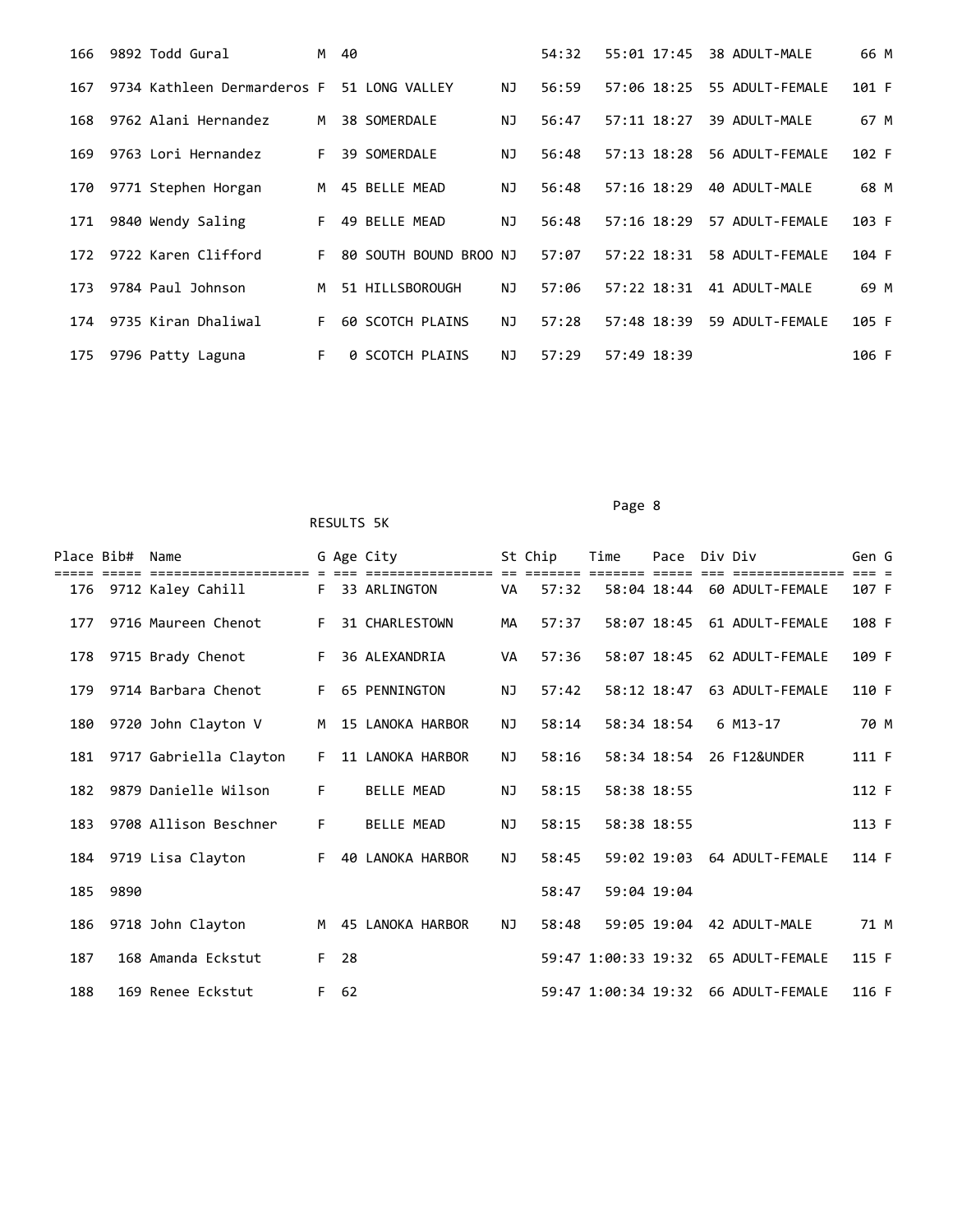| Place | Bib# | Name | G | Age | City | St | Chip | Time | Pace | Div | Div | Gen | G |
|---|---|---|---|---|---|---|---|---|---|---|---|---|---|
| 166 | 9892 | Todd Gural | M | 40 | | | 54:32 | 55:01 | 17:45 | 38 | ADULT-MALE | 66 | M |
| 167 | 9734 | Kathleen Dermarderos | F | 51 | LONG VALLEY | NJ | 56:59 | 57:06 | 18:25 | 55 | ADULT-FEMALE | 101 | F |
| 168 | 9762 | Alani Hernandez | M | 38 | SOMERDALE | NJ | 56:47 | 57:11 | 18:27 | 39 | ADULT-MALE | 67 | M |
| 169 | 9763 | Lori Hernandez | F | 39 | SOMERDALE | NJ | 56:48 | 57:13 | 18:28 | 56 | ADULT-FEMALE | 102 | F |
| 170 | 9771 | Stephen Horgan | M | 45 | BELLE MEAD | NJ | 56:48 | 57:16 | 18:29 | 40 | ADULT-MALE | 68 | M |
| 171 | 9840 | Wendy Saling | F | 49 | BELLE MEAD | NJ | 56:48 | 57:16 | 18:29 | 57 | ADULT-FEMALE | 103 | F |
| 172 | 9722 | Karen Clifford | F | 80 | SOUTH BOUND BROO | NJ | 57:07 | 57:22 | 18:31 | 58 | ADULT-FEMALE | 104 | F |
| 173 | 9784 | Paul Johnson | M | 51 | HILLSBOROUGH | NJ | 57:06 | 57:22 | 18:31 | 41 | ADULT-MALE | 69 | M |
| 174 | 9735 | Kiran Dhaliwal | F | 60 | SCOTCH PLAINS | NJ | 57:28 | 57:48 | 18:39 | 59 | ADULT-FEMALE | 105 | F |
| 175 | 9796 | Patty Laguna | F | 0 | SCOTCH PLAINS | NJ | 57:29 | 57:49 | 18:39 | | | 106 | F |

RESULTS 5K

| Place | Bib# | Name | G | Age | City | St | Chip | Time | Pace | Div | Div | Gen | G |
|---|---|---|---|---|---|---|---|---|---|---|---|---|---|
| 176 | 9712 | Kaley Cahill | F | 33 | ARLINGTON | VA | 57:32 | 58:04 | 18:44 | 60 | ADULT-FEMALE | 107 | F |
| 177 | 9716 | Maureen Chenot | F | 31 | CHARLESTOWN | MA | 57:37 | 58:07 | 18:45 | 61 | ADULT-FEMALE | 108 | F |
| 178 | 9715 | Brady Chenot | F | 36 | ALEXANDRIA | VA | 57:36 | 58:07 | 18:45 | 62 | ADULT-FEMALE | 109 | F |
| 179 | 9714 | Barbara Chenot | F | 65 | PENNINGTON | NJ | 57:42 | 58:12 | 18:47 | 63 | ADULT-FEMALE | 110 | F |
| 180 | 9720 | John Clayton V | M | 15 | LANOKA HARBOR | NJ | 58:14 | 58:34 | 18:54 | 6 | M13-17 | 70 | M |
| 181 | 9717 | Gabriella Clayton | F | 11 | LANOKA HARBOR | NJ | 58:16 | 58:34 | 18:54 | 26 | F12&UNDER | 111 | F |
| 182 | 9879 | Danielle Wilson | F | | BELLE MEAD | NJ | 58:15 | 58:38 | 18:55 | | | 112 | F |
| 183 | 9708 | Allison Beschner | F | | BELLE MEAD | NJ | 58:15 | 58:38 | 18:55 | | | 113 | F |
| 184 | 9719 | Lisa Clayton | F | 40 | LANOKA HARBOR | NJ | 58:45 | 59:02 | 19:03 | 64 | ADULT-FEMALE | 114 | F |
| 185 | 9890 | | | | | | 58:47 | 59:04 | 19:04 | | | | |
| 186 | 9718 | John Clayton | M | 45 | LANOKA HARBOR | NJ | 58:48 | 59:05 | 19:04 | 42 | ADULT-MALE | 71 | M |
| 187 | 168 | Amanda Eckstut | F | 28 | | | 59:47 | 1:00:33 | 19:32 | 65 | ADULT-FEMALE | 115 | F |
| 188 | 169 | Renee Eckstut | F | 62 | | | 59:47 | 1:00:34 | 19:32 | 66 | ADULT-FEMALE | 116 | F |